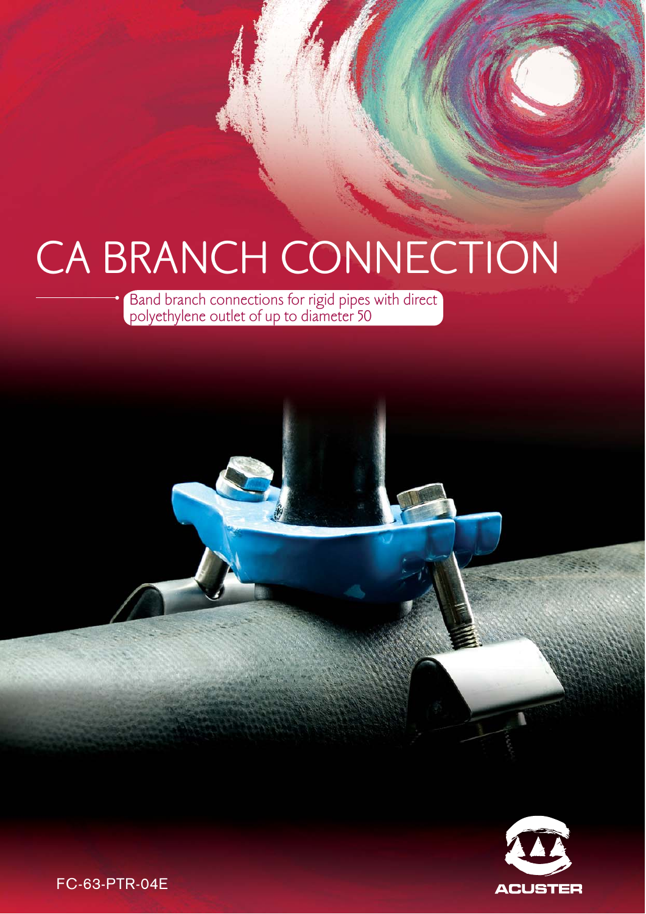# CA BRANCH CONNECTION

Band branch connections for rigid pipes with direct polyethylene outlet of up to diameter 50

ACUSTER

FC-63-PTR-04E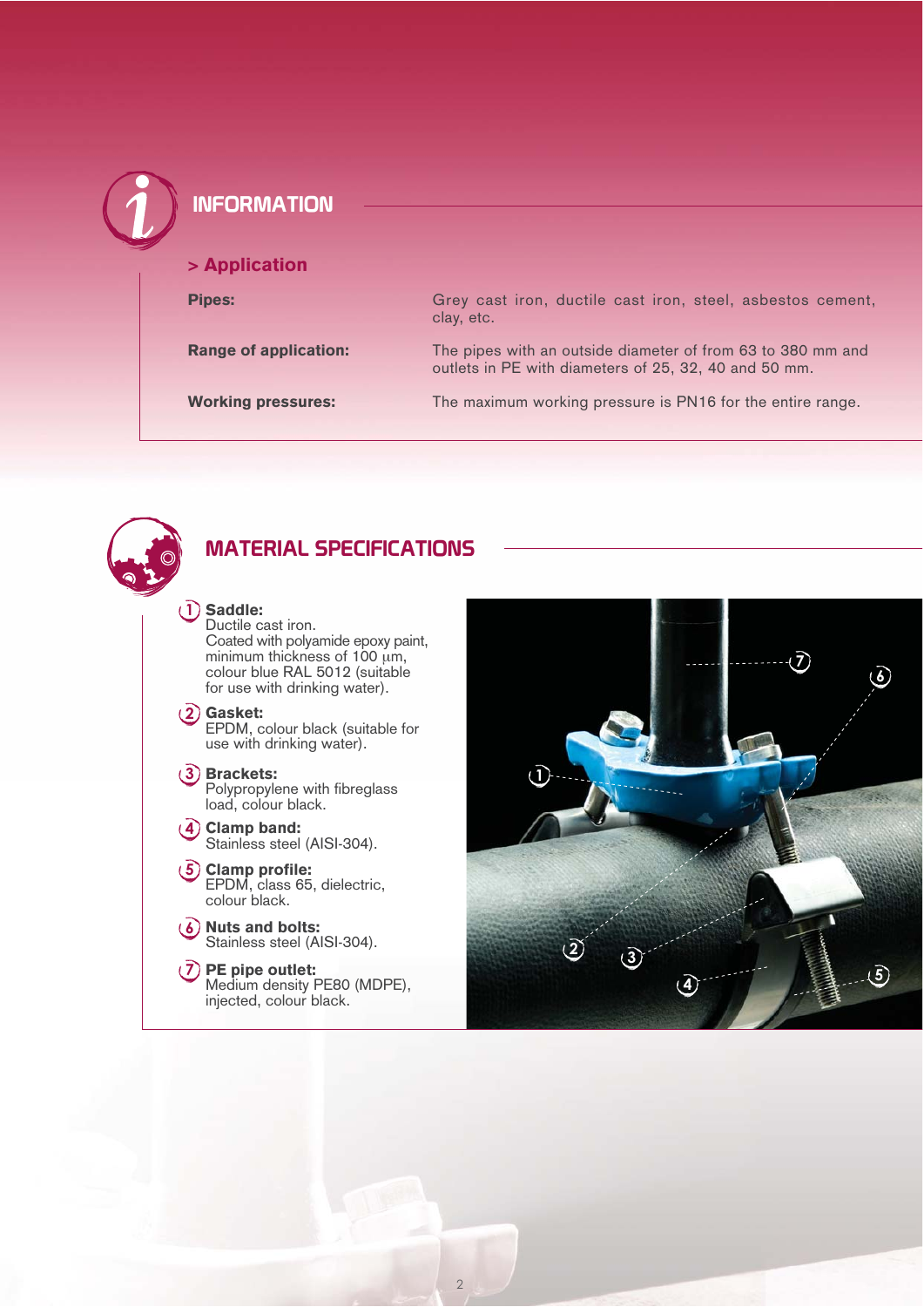# INFORMATION

## > Application

| | |
|---|---|
| **Pipes:** | Grey cast iron, ductile cast iron, steel, asbestos cement, clay, etc. |
| **Range of application:** | The pipes with an outside diameter of from 63 to 380 mm and outlets in PE with diameters of 25, 32, 40 and 50 mm. |
| **Working pressures:** | The maximum working pressure is PN16 for the entire range. |

# MATERIAL SPECIFICATIONS

1. **Saddle:**
   Ductile cast iron.
   Coated with polyamide epoxy paint, minimum thickness of 100 µm, colour blue RAL 5012 (suitable for use with drinking water).

2. **Gasket:**
   EPDM, colour black (suitable for use with drinking water).

3. **Brackets:**
   Polypropylene with fibreglass load, colour black.

4. **Clamp band:**
   Stainless steel (AISI-304).

5. **Clamp profile:**
   EPDM, class 65, dielectric, colour black.

6. **Nuts and bolts:**
   Stainless steel (AISI-304).

7. **PE pipe outlet:**
   Medium density PE80 (MDPE), injected, colour black.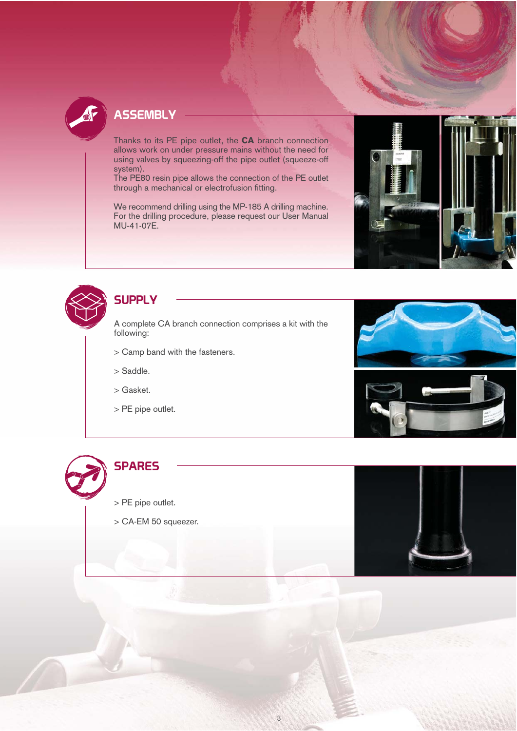## ASSEMBLY

Thanks to its PE pipe outlet, the **CA** branch connection allows work on under pressure mains without the need for using valves by squeezing-off the pipe outlet (squeeze-off system).
The PE80 resin pipe allows the connection of the PE outlet through a mechanical or electrofusion fitting.

We recommend drilling using the MP-185 A drilling machine. For the drilling procedure, please request our User Manual MU-41-07E.

## SUPPLY

A complete CA branch connection comprises a kit with the following:

> Camp band with the fasteners.

> Saddle.

> Gasket.

> PE pipe outlet.

## SPARES

> PE pipe outlet.

> CA-EM 50 squeezer.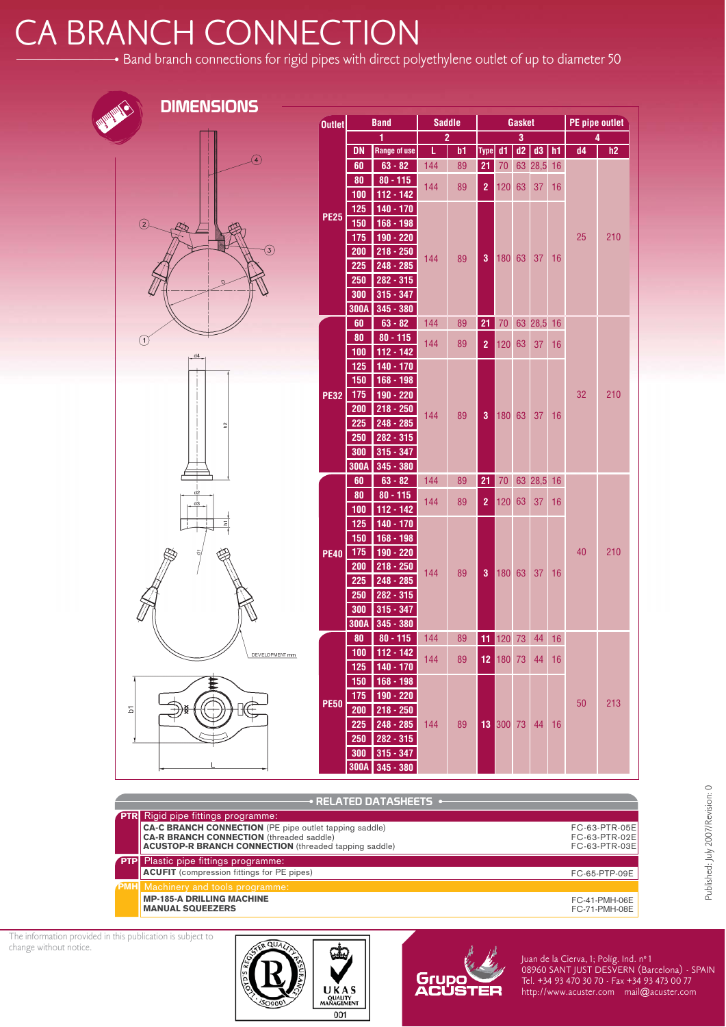# CA BRANCH CONNECTION

• Band branch connections for rigid pipes with direct polyethylene outlet of up to diameter 50

## DIMENSIONS

| Outlet | Band | | Saddle | | Gasket | | | | | PE pipe outlet | |
|---|---|---|---|---|---|---|---|---|---|---|---|
| | 1 | | 2 | | 3 | | | | | 4 | |
| | DN | Range of use | L | b1 | Type | d1 | d2 | d3 | h1 | d4 | h2 |
| PE25 | 60 | 63 - 82 | 144 | 89 | 21 | 70 | 63 | 28,5 | 16 | 25 | 210 |
| | 80 | 80 - 115 | 144 | 89 | 2 | 120 | 63 | 37 | 16 | | |
| | 100 | 112 - 142 | | | | | | | | | |
| | 125 | 140 - 170 | 144 | 89 | 3 | 180 | 63 | 37 | 16 | | |
| | 150 | 168 - 198 | | | | | | | | | |
| | 175 | 190 - 220 | | | | | | | | | |
| | 200 | 218 - 250 | | | | | | | | | |
| | 225 | 248 - 285 | | | | | | | | | |
| | 250 | 282 - 315 | | | | | | | | | |
| | 300 | 315 - 347 | | | | | | | | | |
| | 300A | 345 - 380 | | | | | | | | | |
| PE32 | 60 | 63 - 82 | 144 | 89 | 21 | 70 | 63 | 28,5 | 16 | 32 | 210 |
| | 80 | 80 - 115 | 144 | 89 | 2 | 120 | 63 | 37 | 16 | | |
| | 100 | 112 - 142 | | | | | | | | | |
| | 125 | 140 - 170 | 144 | 89 | 3 | 180 | 63 | 37 | 16 | | |
| | 150 | 168 - 198 | | | | | | | | | |
| | 175 | 190 - 220 | | | | | | | | | |
| | 200 | 218 - 250 | | | | | | | | | |
| | 225 | 248 - 285 | | | | | | | | | |
| | 250 | 282 - 315 | | | | | | | | | |
| | 300 | 315 - 347 | | | | | | | | | |
| | 300A | 345 - 380 | | | | | | | | | |
| PE40 | 60 | 63 - 82 | 144 | 89 | 21 | 70 | 63 | 28,5 | 16 | 40 | 210 |
| | 80 | 80 - 115 | 144 | 89 | 2 | 120 | 63 | 37 | 16 | | |
| | 100 | 112 - 142 | | | | | | | | | |
| | 125 | 140 - 170 | 144 | 89 | 3 | 180 | 63 | 37 | 16 | | |
| | 150 | 168 - 198 | | | | | | | | | |
| | 175 | 190 - 220 | | | | | | | | | |
| | 200 | 218 - 250 | | | | | | | | | |
| | 225 | 248 - 285 | | | | | | | | | |
| | 250 | 282 - 315 | | | | | | | | | |
| | 300 | 315 - 347 | | | | | | | | | |
| | 300A | 345 - 380 | | | | | | | | | |
| PE50 | 80 | 80 - 115 | 144 | 89 | 11 | 120 | 73 | 44 | 16 | 50 | 213 |
| | 100 | 112 - 142 | 144 | 89 | 12 | 180 | 73 | 44 | 16 | | |
| | 125 | 140 - 170 | | | | | | | | | |
| | 150 | 168 - 198 | 144 | 89 | 13 | 300 | 73 | 44 | 16 | | |
| | 175 | 190 - 220 | | | | | | | | | |
| | 200 | 218 - 250 | | | | | | | | | |
| | 225 | 248 - 285 | | | | | | | | | |
| | 250 | 282 - 315 | | | | | | | | | |
| | 300 | 315 - 347 | | | | | | | | | |
| | 300A | 345 - 380 | | | | | | | | | |

## RELATED DATASHEETS

**PTR** Rigid pipe fittings programme:

| | |
|---|---|
| **CA-C BRANCH CONNECTION** (PE pipe outlet tapping saddle) | FC-63-PTR-05E |
| **CA-R BRANCH CONNECTION** (threaded saddle) | FC-63-PTR-02E |
| **ACUSTOP-R BRANCH CONNECTION** (threaded tapping saddle) | FC-63-PTR-03E |

**PTP** Plastic pipe fittings programme:

| | |
|---|---|
| **ACUFIT** (compression fittings for PE pipes) | FC-65-PTP-09E |

**PMH** Machinery and tools programme:

| | |
|---|---|
| **MP-185-A DRILLING MACHINE** | FC-41-PMH-06E |
| **MANUAL SQUEEZERS** | FC-71-PMH-08E |

Published: July 2007/Revision: 0

The information provided in this publication is subject to change without notice.

Grupo ACUSTER

Juan de la Cierva, 1; Políg. Ind. nº1
08960 SANT JUST DESVERN (Barcelona) - SPAIN
Tel. +34 93 470 30 70 - Fax +34 93 473 00 77
http://www.acuster.com mail@acuster.com